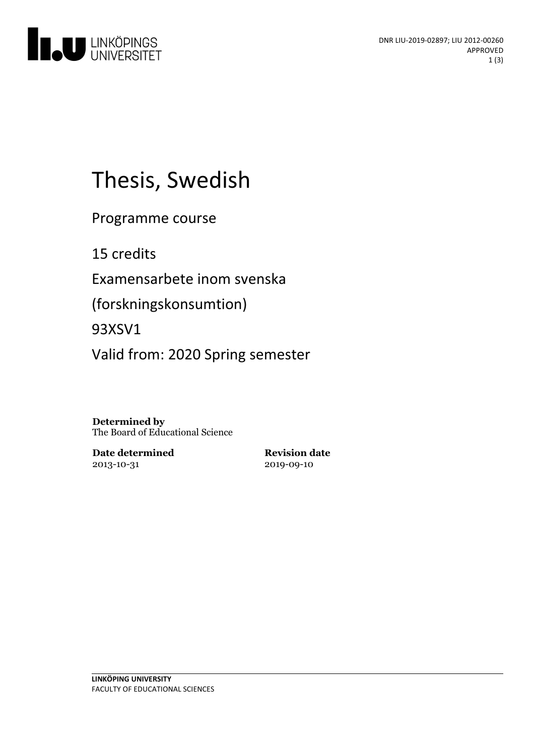DNR LIU-2019-02897; LIU 2012-00260
APPROVED

# Thesis, Swedish

Programme course

15 credits

Examensarbete inom svenska (forskningskonsumtion)

93XSV1

Valid from: 2020 Spring semester

**Determined by**
The Board of Educational Science

| **Date determined** | **Revision date** |
| --- | --- |
| 2013-10-31 | 2019-09-10 |

**LINKÖPING UNIVERSITY**
FACULTY OF EDUCATIONAL SCIENCES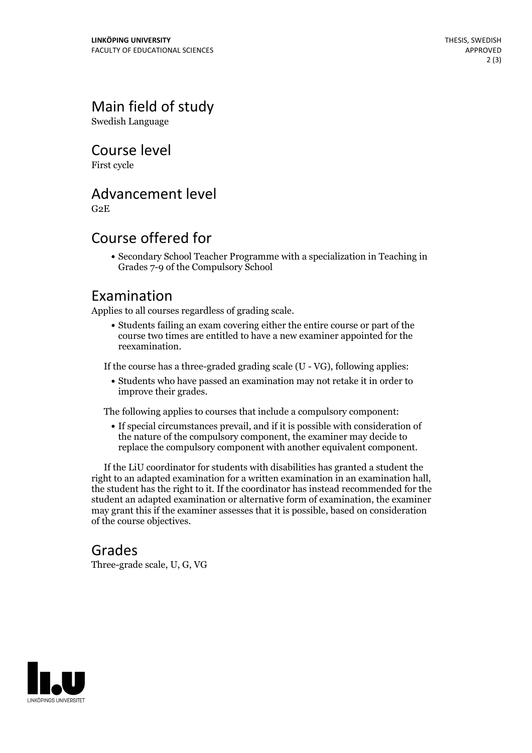## Main field of study

Swedish Language

## Course level

First cycle

## Advancement level

G2E

## Course offered for

- Secondary School Teacher Programme with a specialization in Teaching in Grades 7-9 of the Compulsory School

## Examination

Applies to all courses regardless of grading scale.

- Students failing an exam covering either the entire course or part of the course two times are entitled to have a new examiner appointed for the reexamination.

If the course has a three-graded grading scale (U - VG), following applies:

- Students who have passed an examination may not retake it in order to improve their grades.

The following applies to courses that include a compulsory component:

- If special circumstances prevail, and if it is possible with consideration of the nature of the compulsory component, the examiner may decide to replace the compulsory component with another equivalent component.

If the LiU coordinator for students with disabilities has granted a student the right to an adapted examination for a written examination in an examination hall, the student has the right to it. If the coordinator has instead recommended for the student an adapted examination or alternative form of examination, the examiner may grant this if the examiner assesses that it is possible, based on consideration of the course objectives.

## Grades

Three-grade scale, U, G, VG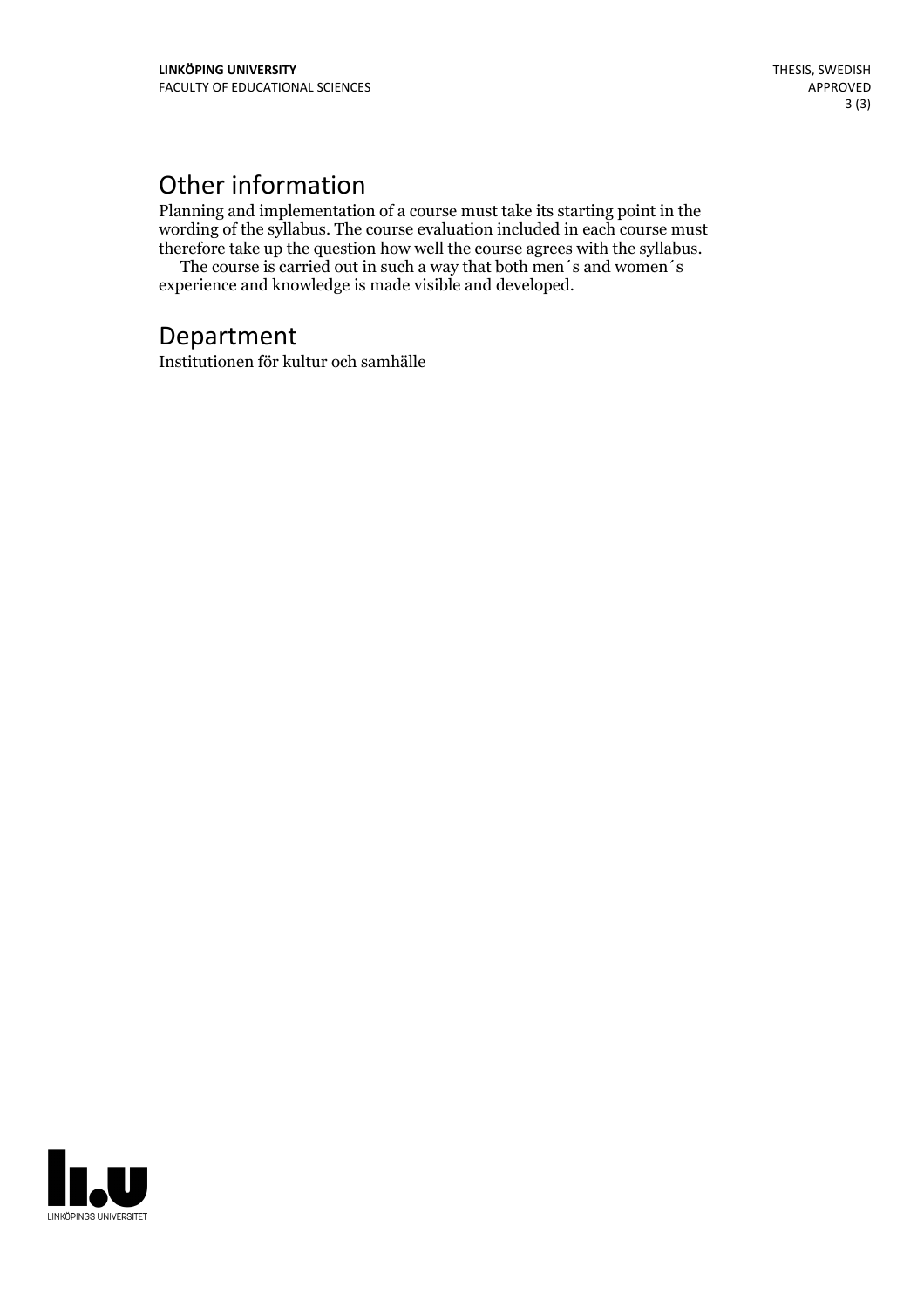## Other information

Planning and implementation of a course must take its starting point in the wording of the syllabus. The course evaluation included in each course must therefore take up the question how well the course agrees with the syllabus.

The course is carried out in such a way that both men´s and women´s experience and knowledge is made visible and developed.

## Department

Institutionen för kultur och samhälle